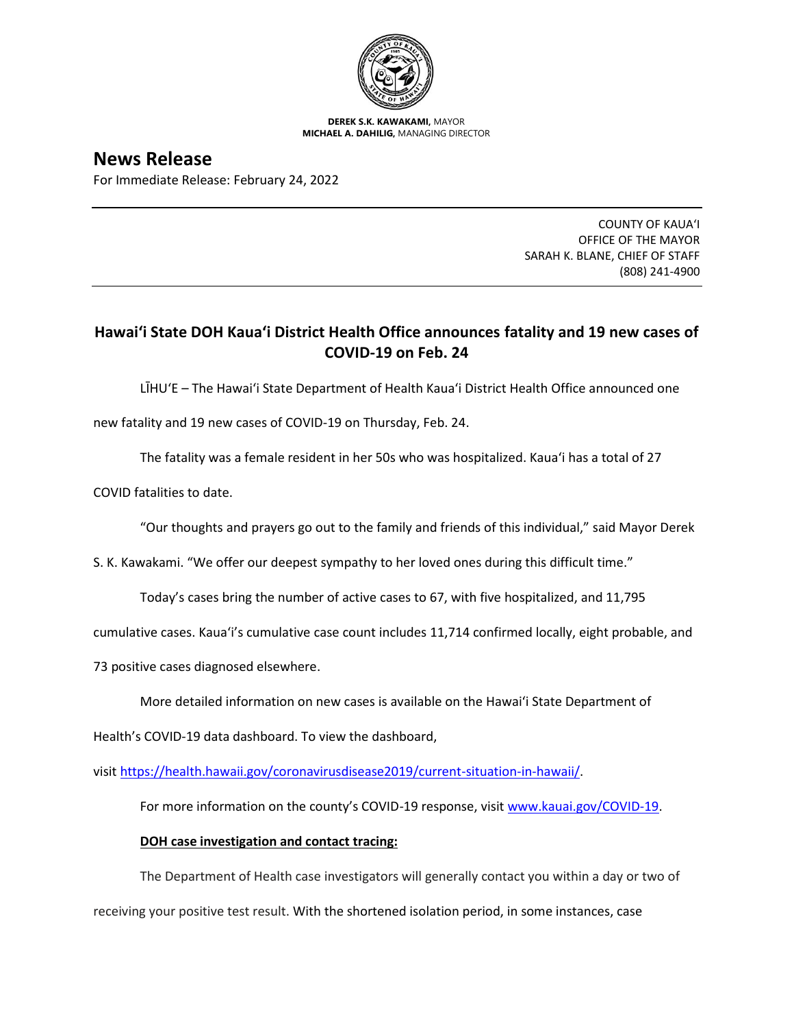**DEREK S.K. KAWAKAMI,** MAYOR
**MICHAEL A. DAHILIG,** MANAGING DIRECTOR

# News Release

For Immediate Release: February 24, 2022

COUNTY OF KAUAʻI
OFFICE OF THE MAYOR
SARAH K. BLANE, CHIEF OF STAFF
(808) 241-4900

## Hawaiʻi State DOH Kauaʻi District Health Office announces fatality and 19 new cases of COVID-19 on Feb. 24

LĪHUʻE – The Hawaiʻi State Department of Health Kauaʻi District Health Office announced one new fatality and 19 new cases of COVID-19 on Thursday, Feb. 24.

The fatality was a female resident in her 50s who was hospitalized. Kauaʻi has a total of 27 COVID fatalities to date.

"Our thoughts and prayers go out to the family and friends of this individual," said Mayor Derek S. K. Kawakami. "We offer our deepest sympathy to her loved ones during this difficult time."

Today's cases bring the number of active cases to 67, with five hospitalized, and 11,795 cumulative cases. Kauaʻi's cumulative case count includes 11,714 confirmed locally, eight probable, and 73 positive cases diagnosed elsewhere.

More detailed information on new cases is available on the Hawaiʻi State Department of Health's COVID-19 data dashboard. To view the dashboard, visit https://health.hawaii.gov/coronavirusdisease2019/current-situation-in-hawaii/.

For more information on the county's COVID-19 response, visit www.kauai.gov/COVID-19.

**DOH case investigation and contact tracing:**

The Department of Health case investigators will generally contact you within a day or two of receiving your positive test result. With the shortened isolation period, in some instances, case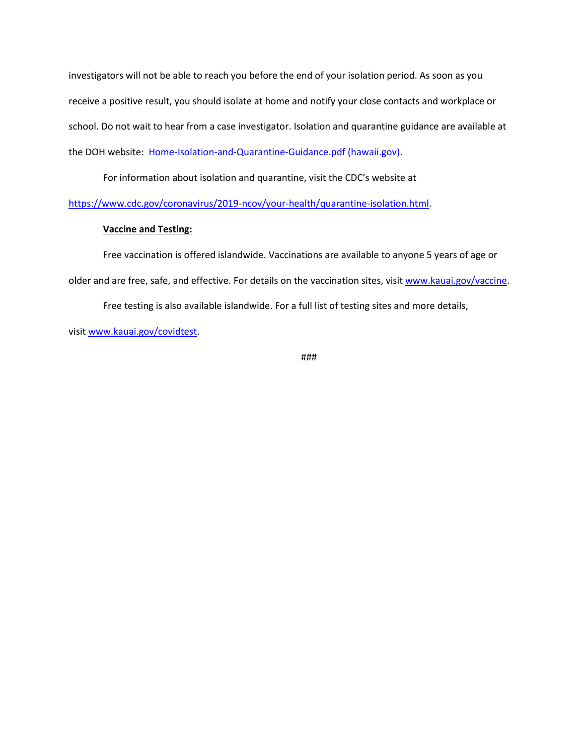investigators will not be able to reach you before the end of your isolation period. As soon as you receive a positive result, you should isolate at home and notify your close contacts and workplace or school. Do not wait to hear from a case investigator. Isolation and quarantine guidance are available at the DOH website: Home-Isolation-and-Quarantine-Guidance.pdf (hawaii.gov).

For information about isolation and quarantine, visit the CDC's website at https://www.cdc.gov/coronavirus/2019-ncov/your-health/quarantine-isolation.html.

**Vaccine and Testing:**

Free vaccination is offered islandwide. Vaccinations are available to anyone 5 years of age or older and are free, safe, and effective. For details on the vaccination sites, visit www.kauai.gov/vaccine.

Free testing is also available islandwide. For a full list of testing sites and more details, visit www.kauai.gov/covidtest.

###